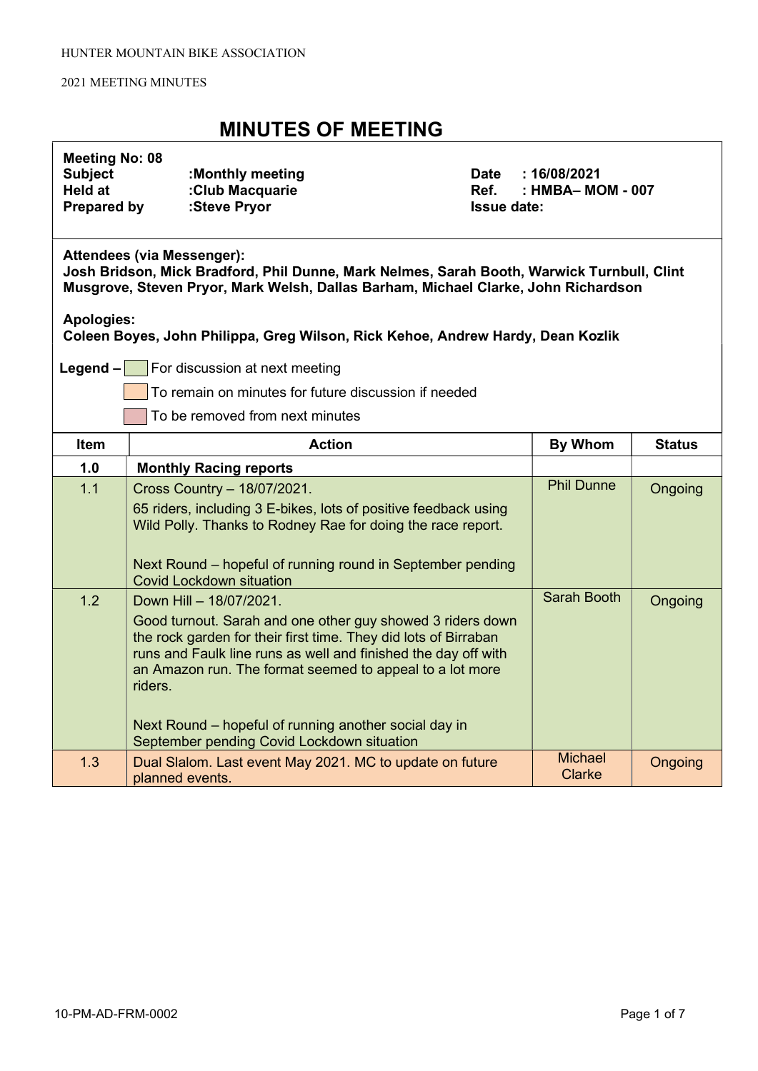HUNTER MOUNTAIN BIKE ASSOCIATION

2021 MEETING MINUTES

# MINUTES OF MEETING

**Meeting No: 08**
**Subject** :Monthly meeting
**Held at** :Club Macquarie
**Prepared by** :Steve Pryor

**Date** : 16/08/2021
**Ref.** : HMBA– MOM - 007
**Issue date:**

**Attendees (via Messenger):**
**Josh Bridson, Mick Bradford, Phil Dunne, Mark Nelmes, Sarah Booth, Warwick Turnbull, Clint Musgrove, Steven Pryor, Mark Welsh, Dallas Barham, Michael Clarke, John Richardson**

**Apologies:**
**Coleen Boyes, John Philippa, Greg Wilson, Rick Kehoe, Andrew Hardy, Dean Kozlik**

**Legend –** For discussion at next meeting
To remain on minutes for future discussion if needed
To be removed from next minutes

| Item | Action | By Whom | Status |
|---|---|---|---|
| **1.0** | **Monthly Racing reports** | | |
| 1.1 | Cross Country – 18/07/2021.<br>65 riders, including 3 E-bikes, lots of positive feedback using Wild Polly. Thanks to Rodney Rae for doing the race report.<br><br>Next Round – hopeful of running round in September pending Covid Lockdown situation | Phil Dunne | Ongoing |
| 1.2 | Down Hill – 18/07/2021.<br>Good turnout. Sarah and one other guy showed 3 riders down the rock garden for their first time. They did lots of Birraban runs and Faulk line runs as well and finished the day off with an Amazon run. The format seemed to appeal to a lot more riders.<br><br>Next Round – hopeful of running another social day in September pending Covid Lockdown situation | Sarah Booth | Ongoing |
| 1.3 | Dual Slalom. Last event May 2021. MC to update on future planned events. | Michael Clarke | Ongoing |

10-PM-AD-FRM-0002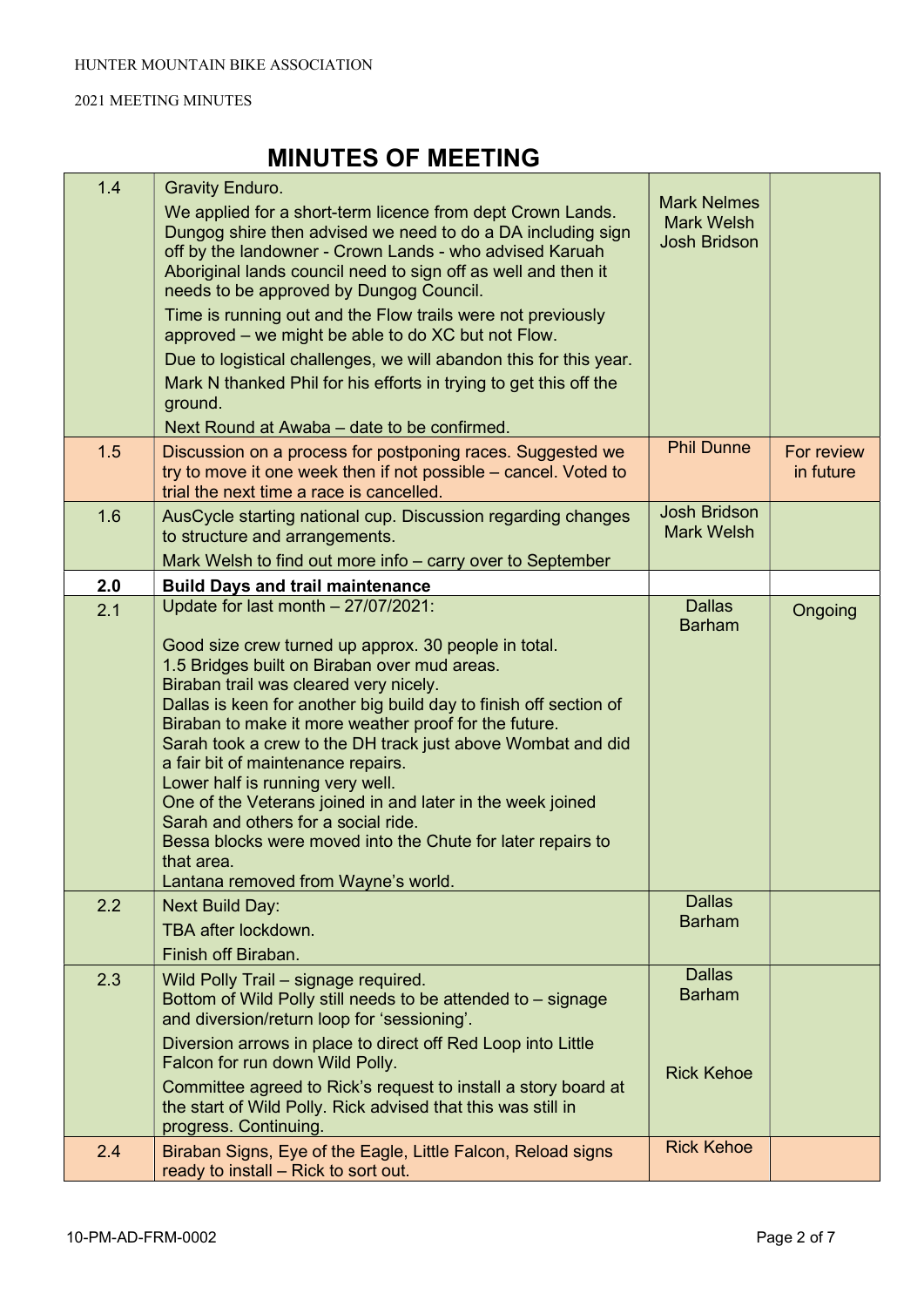# MINUTES OF MEETING

| | | | |
|---|---|---|---|
| 1.4 | Gravity Enduro.<br>We applied for a short-term licence from dept Crown Lands. Dungog shire then advised we need to do a DA including sign off by the landowner - Crown Lands - who advised Karuah Aboriginal lands council need to sign off as well and then it needs to be approved by Dungog Council.<br>Time is running out and the Flow trails were not previously approved – we might be able to do XC but not Flow.<br>Due to logistical challenges, we will abandon this for this year.<br>Mark N thanked Phil for his efforts in trying to get this off the ground.<br>Next Round at Awaba – date to be confirmed. | Mark Nelmes<br>Mark Welsh<br>Josh Bridson | |
| 1.5 | Discussion on a process for postponing races. Suggested we try to move it one week then if not possible – cancel. Voted to trial the next time a race is cancelled. | Phil Dunne | For review in future |
| 1.6 | AusCycle starting national cup. Discussion regarding changes to structure and arrangements.<br>Mark Welsh to find out more info – carry over to September | Josh Bridson<br>Mark Welsh | |
| **2.0** | **Build Days and trail maintenance** | | |
| 2.1 | Update for last month – 27/07/2021:<br><br>Good size crew turned up approx. 30 people in total.<br>1.5 Bridges built on Biraban over mud areas.<br>Biraban trail was cleared very nicely.<br>Dallas is keen for another big build day to finish off section of Biraban to make it more weather proof for the future.<br>Sarah took a crew to the DH track just above Wombat and did a fair bit of maintenance repairs.<br>Lower half is running very well.<br>One of the Veterans joined in and later in the week joined Sarah and others for a social ride.<br>Bessa blocks were moved into the Chute for later repairs to that area.<br>Lantana removed from Wayne's world. | Dallas Barham | Ongoing |
| 2.2 | Next Build Day:<br>TBA after lockdown.<br>Finish off Biraban. | Dallas Barham | |
| 2.3 | Wild Polly Trail – signage required.<br>Bottom of Wild Polly still needs to be attended to – signage and diversion/return loop for 'sessioning'.<br>Diversion arrows in place to direct off Red Loop into Little Falcon for run down Wild Polly.<br>Committee agreed to Rick's request to install a story board at the start of Wild Polly. Rick advised that this was still in progress. Continuing. | Dallas Barham<br><br>Rick Kehoe | |
| 2.4 | Biraban Signs, Eye of the Eagle, Little Falcon, Reload signs ready to install – Rick to sort out. | Rick Kehoe | |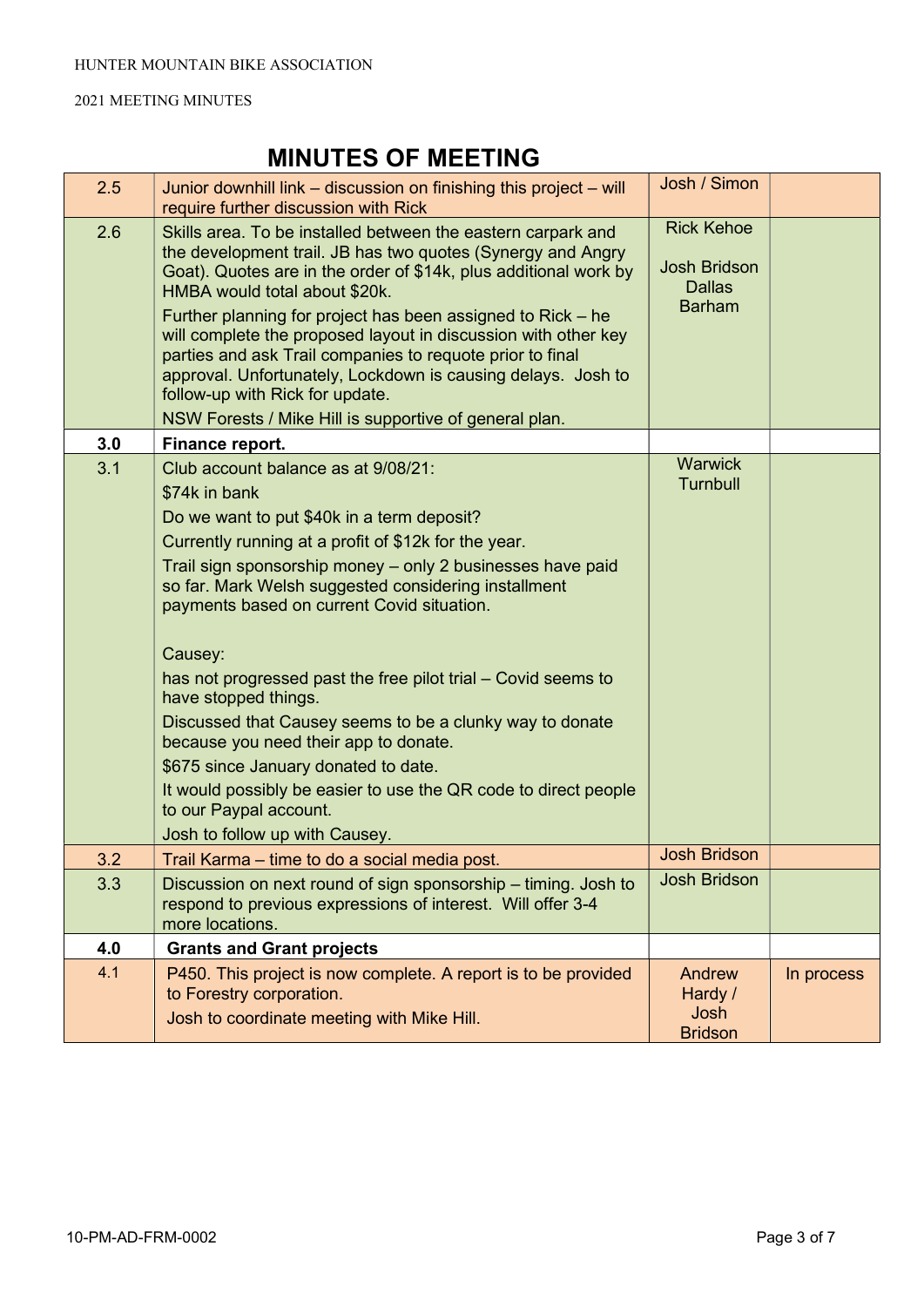# MINUTES OF MEETING

| | | | |
|---|---|---|---|
| 2.5 | Junior downhill link – discussion on finishing this project – will require further discussion with Rick | Josh / Simon | |
| 2.6 | Skills area. To be installed between the eastern carpark and the development trail. JB has two quotes (Synergy and Angry Goat). Quotes are in the order of $14k, plus additional work by HMBA would total about $20k.<br>Further planning for project has been assigned to Rick – he will complete the proposed layout in discussion with other key parties and ask Trail companies to requote prior to final approval. Unfortunately, Lockdown is causing delays. Josh to follow-up with Rick for update.<br>NSW Forests / Mike Hill is supportive of general plan. | Rick Kehoe<br><br>Josh Bridson<br>Dallas Barham | |
| **3.0** | **Finance report.** | | |
| 3.1 | Club account balance as at 9/08/21:<br>$74k in bank<br>Do we want to put $40k in a term deposit?<br>Currently running at a profit of $12k for the year.<br>Trail sign sponsorship money – only 2 businesses have paid so far. Mark Welsh suggested considering installment payments based on current Covid situation.<br><br>Causey:<br>has not progressed past the free pilot trial – Covid seems to have stopped things.<br>Discussed that Causey seems to be a clunky way to donate because you need their app to donate.<br>$675 since January donated to date.<br>It would possibly be easier to use the QR code to direct people to our Paypal account.<br>Josh to follow up with Causey. | Warwick Turnbull | |
| 3.2 | Trail Karma – time to do a social media post. | Josh Bridson | |
| 3.3 | Discussion on next round of sign sponsorship – timing. Josh to respond to previous expressions of interest. Will offer 3-4 more locations. | Josh Bridson | |
| **4.0** | **Grants and Grant projects** | | |
| 4.1 | P450. This project is now complete. A report is to be provided to Forestry corporation.<br>Josh to coordinate meeting with Mike Hill. | Andrew Hardy / Josh Bridson | In process |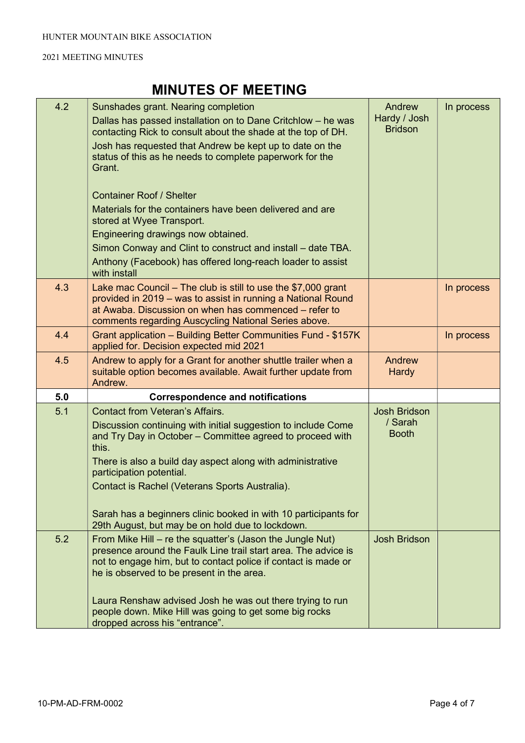# MINUTES OF MEETING

| | | | |
|---|---|---|---|
| 4.2 | Sunshades grant. Nearing completion<br>Dallas has passed installation on to Dane Critchlow – he was contacting Rick to consult about the shade at the top of DH.<br>Josh has requested that Andrew be kept up to date on the status of this as he needs to complete paperwork for the Grant.<br><br>Container Roof / Shelter<br>Materials for the containers have been delivered and are stored at Wyee Transport.<br>Engineering drawings now obtained.<br>Simon Conway and Clint to construct and install – date TBA.<br>Anthony (Facebook) has offered long-reach loader to assist with install | Andrew Hardy / Josh Bridson | In process |
| 4.3 | Lake mac Council – The club is still to use the $7,000 grant provided in 2019 – was to assist in running a National Round at Awaba. Discussion on when has commenced – refer to comments regarding Auscycling National Series above. | | In process |
| 4.4 | Grant application – Building Better Communities Fund - $157K applied for. Decision expected mid 2021 | | In process |
| 4.5 | Andrew to apply for a Grant for another shuttle trailer when a suitable option becomes available. Await further update from Andrew. | Andrew Hardy | |
| **5.0** | **Correspondence and notifications** | | |
| 5.1 | Contact from Veteran's Affairs.<br>Discussion continuing with initial suggestion to include Come and Try Day in October – Committee agreed to proceed with this.<br>There is also a build day aspect along with administrative participation potential.<br>Contact is Rachel (Veterans Sports Australia).<br><br>Sarah has a beginners clinic booked in with 10 participants for 29th August, but may be on hold due to lockdown. | Josh Bridson / Sarah Booth | |
| 5.2 | From Mike Hill – re the squatter's (Jason the Jungle Nut) presence around the Faulk Line trail start area. The advice is not to engage him, but to contact police if contact is made or he is observed to be present in the area.<br><br>Laura Renshaw advised Josh he was out there trying to run people down. Mike Hill was going to get some big rocks dropped across his "entrance". | Josh Bridson | |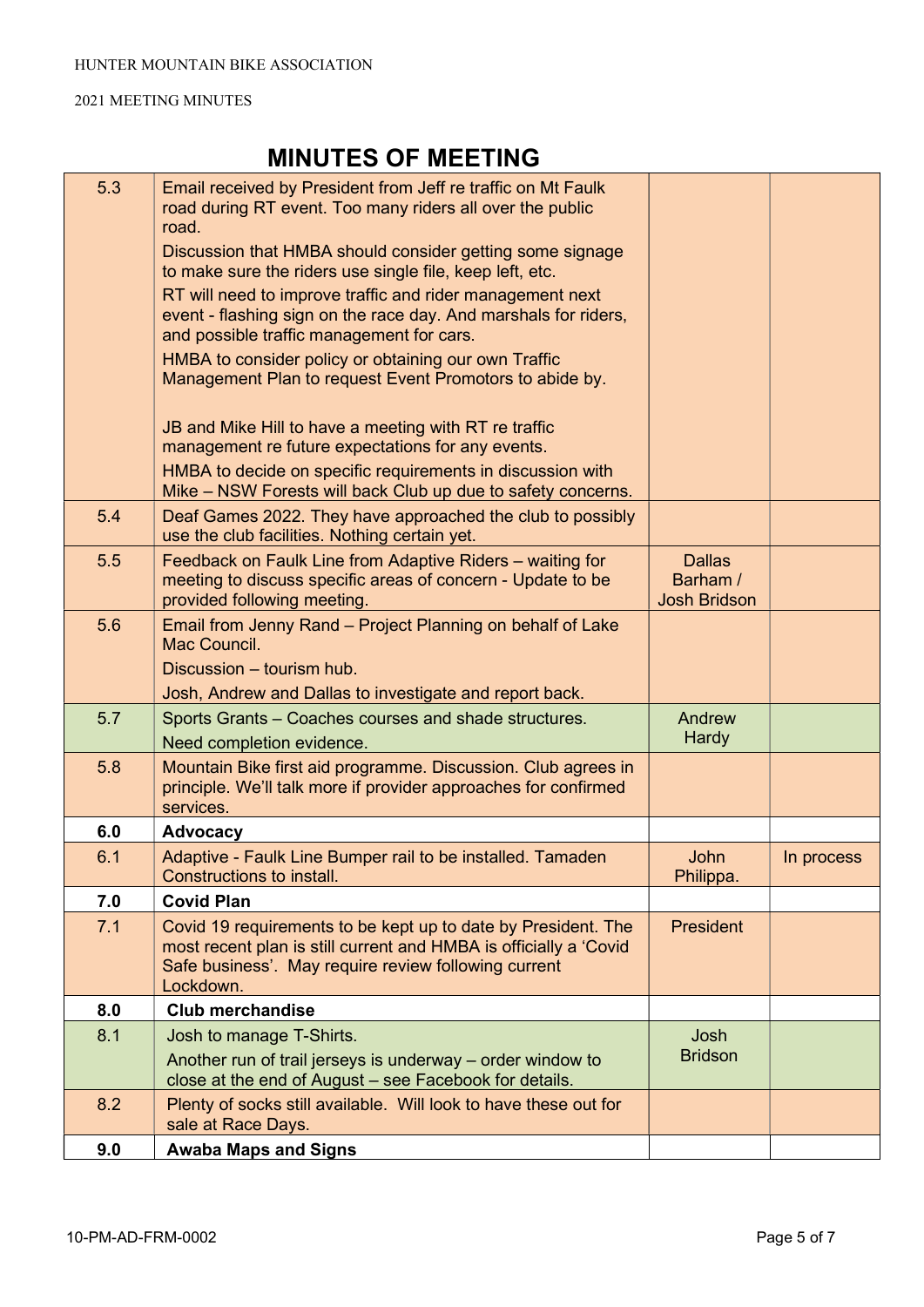# MINUTES OF MEETING

| | | | |
|---|---|---|---|
| 5.3 | Email received by President from Jeff re traffic on Mt Faulk road during RT event. Too many riders all over the public road.<br>Discussion that HMBA should consider getting some signage to make sure the riders use single file, keep left, etc.<br>RT will need to improve traffic and rider management next event - flashing sign on the race day. And marshals for riders, and possible traffic management for cars.<br>HMBA to consider policy or obtaining our own Traffic Management Plan to request Event Promotors to abide by.<br><br>JB and Mike Hill to have a meeting with RT re traffic management re future expectations for any events.<br>HMBA to decide on specific requirements in discussion with Mike – NSW Forests will back Club up due to safety concerns. | | |
| 5.4 | Deaf Games 2022. They have approached the club to possibly use the club facilities. Nothing certain yet. | | |
| 5.5 | Feedback on Faulk Line from Adaptive Riders – waiting for meeting to discuss specific areas of concern - Update to be provided following meeting. | Dallas Barham / Josh Bridson | |
| 5.6 | Email from Jenny Rand – Project Planning on behalf of Lake Mac Council.<br>Discussion – tourism hub.<br>Josh, Andrew and Dallas to investigate and report back. | | |
| 5.7 | Sports Grants – Coaches courses and shade structures.<br>Need completion evidence. | Andrew Hardy | |
| 5.8 | Mountain Bike first aid programme. Discussion. Club agrees in principle. We'll talk more if provider approaches for confirmed services. | | |
| **6.0** | **Advocacy** | | |
| 6.1 | Adaptive - Faulk Line Bumper rail to be installed. Tamaden Constructions to install. | John Philippa. | In process |
| **7.0** | **Covid Plan** | | |
| 7.1 | Covid 19 requirements to be kept up to date by President. The most recent plan is still current and HMBA is officially a 'Covid Safe business'. May require review following current Lockdown. | President | |
| **8.0** | **Club merchandise** | | |
| 8.1 | Josh to manage T-Shirts.<br>Another run of trail jerseys is underway – order window to close at the end of August – see Facebook for details. | Josh Bridson | |
| 8.2 | Plenty of socks still available. Will look to have these out for sale at Race Days. | | |
| **9.0** | **Awaba Maps and Signs** | | |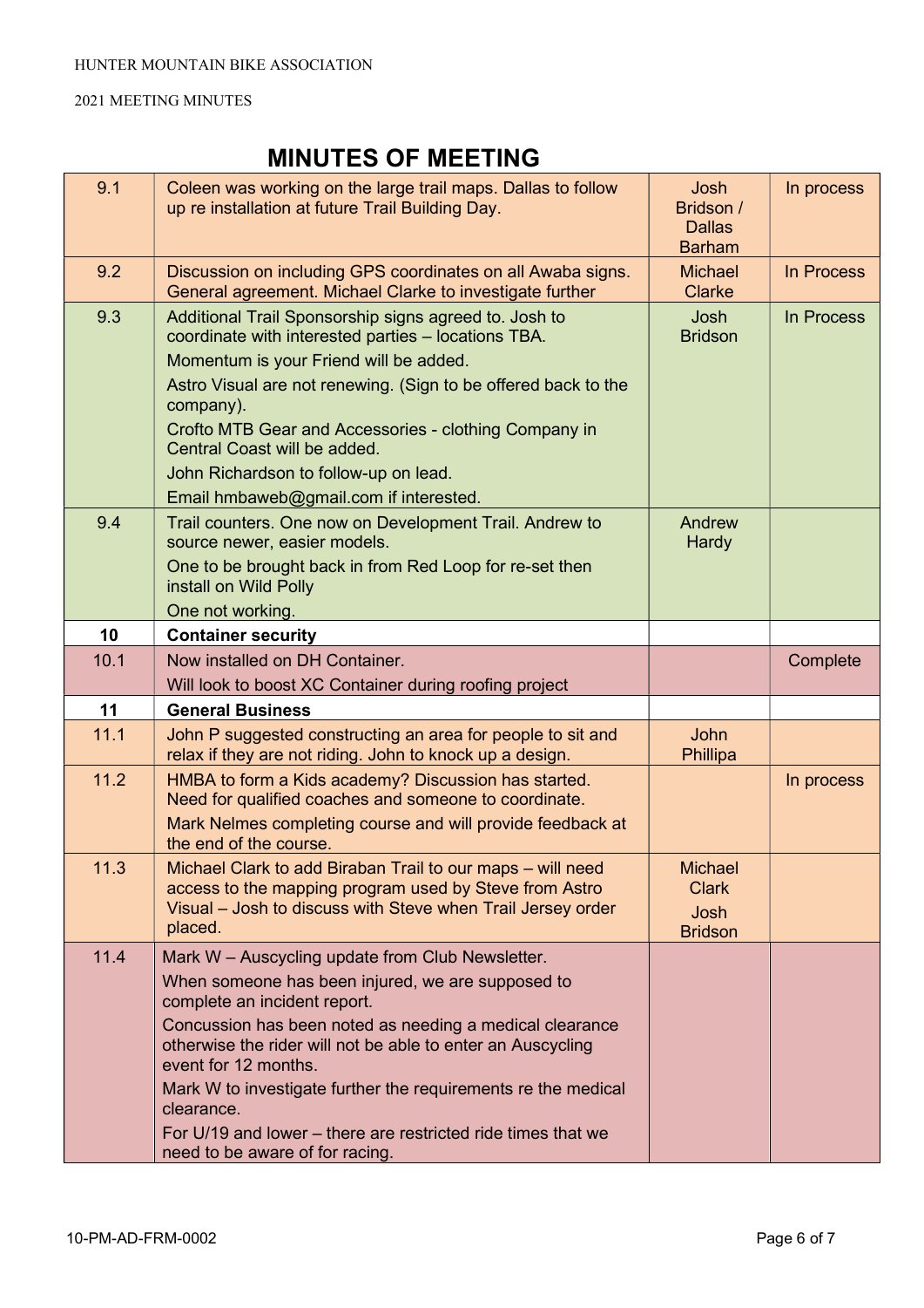# MINUTES OF MEETING

| | | | |
|---|---|---|---|
| 9.1 | Coleen was working on the large trail maps. Dallas to follow up re installation at future Trail Building Day. | Josh Bridson / Dallas Barham | In process |
| 9.2 | Discussion on including GPS coordinates on all Awaba signs. General agreement. Michael Clarke to investigate further | Michael Clarke | In Process |
| 9.3 | Additional Trail Sponsorship signs agreed to. Josh to coordinate with interested parties – locations TBA.<br>Momentum is your Friend will be added.<br>Astro Visual are not renewing. (Sign to be offered back to the company).<br>Crofto MTB Gear and Accessories - clothing Company in Central Coast will be added.<br>John Richardson to follow-up on lead.<br>Email hmbaweb@gmail.com if interested. | Josh Bridson | In Process |
| 9.4 | Trail counters. One now on Development Trail. Andrew to source newer, easier models.<br>One to be brought back in from Red Loop for re-set then install on Wild Polly<br>One not working. | Andrew Hardy | |
| **10** | **Container security** | | |
| 10.1 | Now installed on DH Container.<br>Will look to boost XC Container during roofing project | | Complete |
| **11** | **General Business** | | |
| 11.1 | John P suggested constructing an area for people to sit and relax if they are not riding. John to knock up a design. | John Phillipa | |
| 11.2 | HMBA to form a Kids academy? Discussion has started. Need for qualified coaches and someone to coordinate.<br>Mark Nelmes completing course and will provide feedback at the end of the course. | | In process |
| 11.3 | Michael Clark to add Biraban Trail to our maps – will need access to the mapping program used by Steve from Astro Visual – Josh to discuss with Steve when Trail Jersey order placed. | Michael Clark<br>Josh Bridson | |
| 11.4 | Mark W – Auscycling update from Club Newsletter.<br>When someone has been injured, we are supposed to complete an incident report.<br>Concussion has been noted as needing a medical clearance otherwise the rider will not be able to enter an Auscycling event for 12 months.<br>Mark W to investigate further the requirements re the medical clearance.<br>For U/19 and lower – there are restricted ride times that we need to be aware of for racing. | | |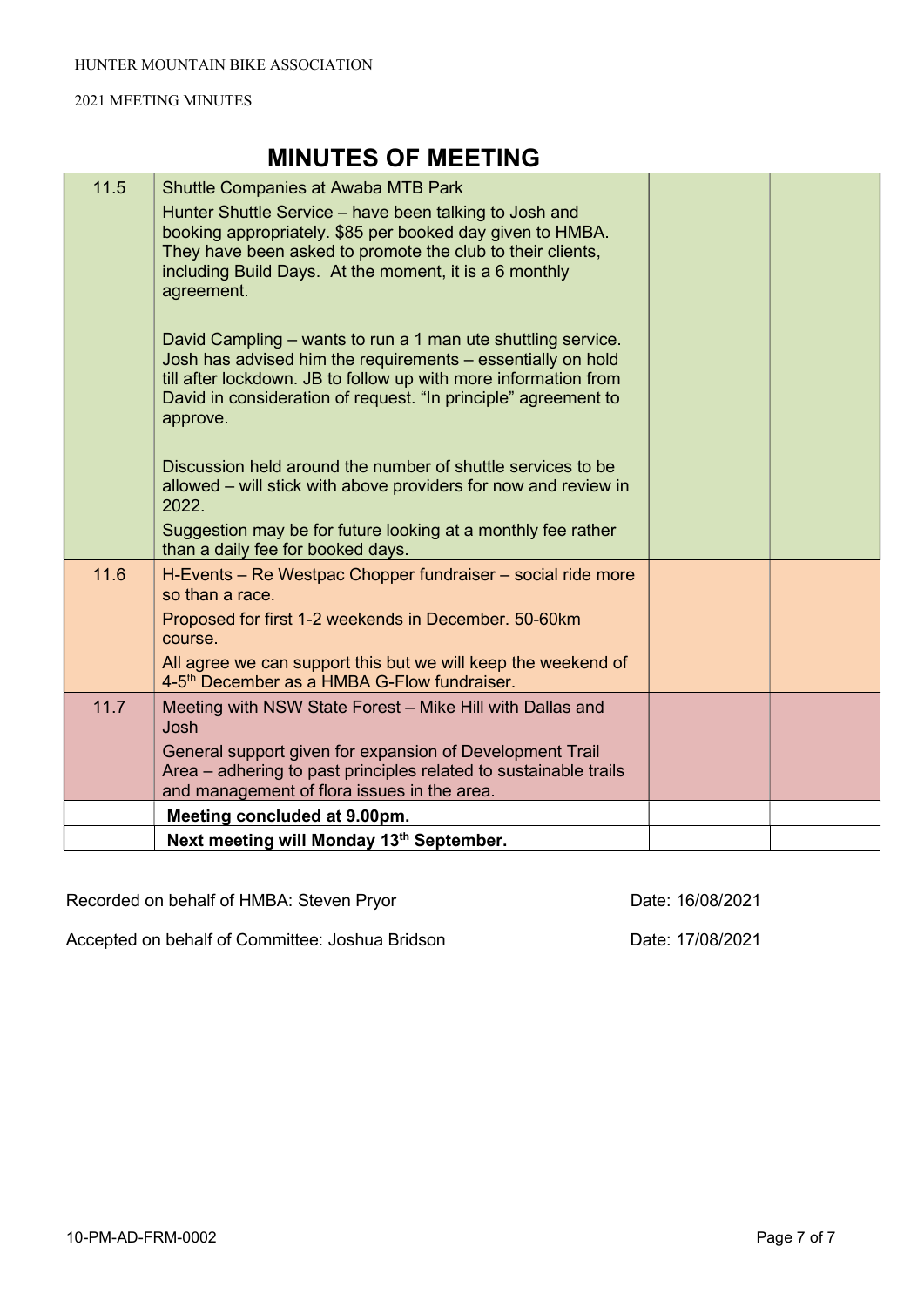# MINUTES OF MEETING

| | | | |
|---|---|---|---|
| 11.5 | Shuttle Companies at Awaba MTB Park<br><br>Hunter Shuttle Service – have been talking to Josh and booking appropriately. $85 per booked day given to HMBA. They have been asked to promote the club to their clients, including Build Days. At the moment, it is a 6 monthly agreement.<br><br>David Campling – wants to run a 1 man ute shuttling service. Josh has advised him the requirements – essentially on hold till after lockdown. JB to follow up with more information from David in consideration of request. "In principle" agreement to approve.<br><br>Discussion held around the number of shuttle services to be allowed – will stick with above providers for now and review in 2022.<br><br>Suggestion may be for future looking at a monthly fee rather than a daily fee for booked days. | | |
| 11.6 | H-Events – Re Westpac Chopper fundraiser – social ride more so than a race.<br><br>Proposed for first 1-2 weekends in December. 50-60km course.<br><br>All agree we can support this but we will keep the weekend of 4-5th December as a HMBA G-Flow fundraiser. | | |
| 11.7 | Meeting with NSW State Forest – Mike Hill with Dallas and Josh<br><br>General support given for expansion of Development Trail Area – adhering to past principles related to sustainable trails and management of flora issues in the area. | | |
| | **Meeting concluded at 9.00pm.** | | |
| | **Next meeting will Monday 13th September.** | | |

Recorded on behalf of HMBA: Steven Pryor Date: 16/08/2021

Accepted on behalf of Committee: Joshua Bridson Date: 17/08/2021

10-PM-AD-FRM-0002